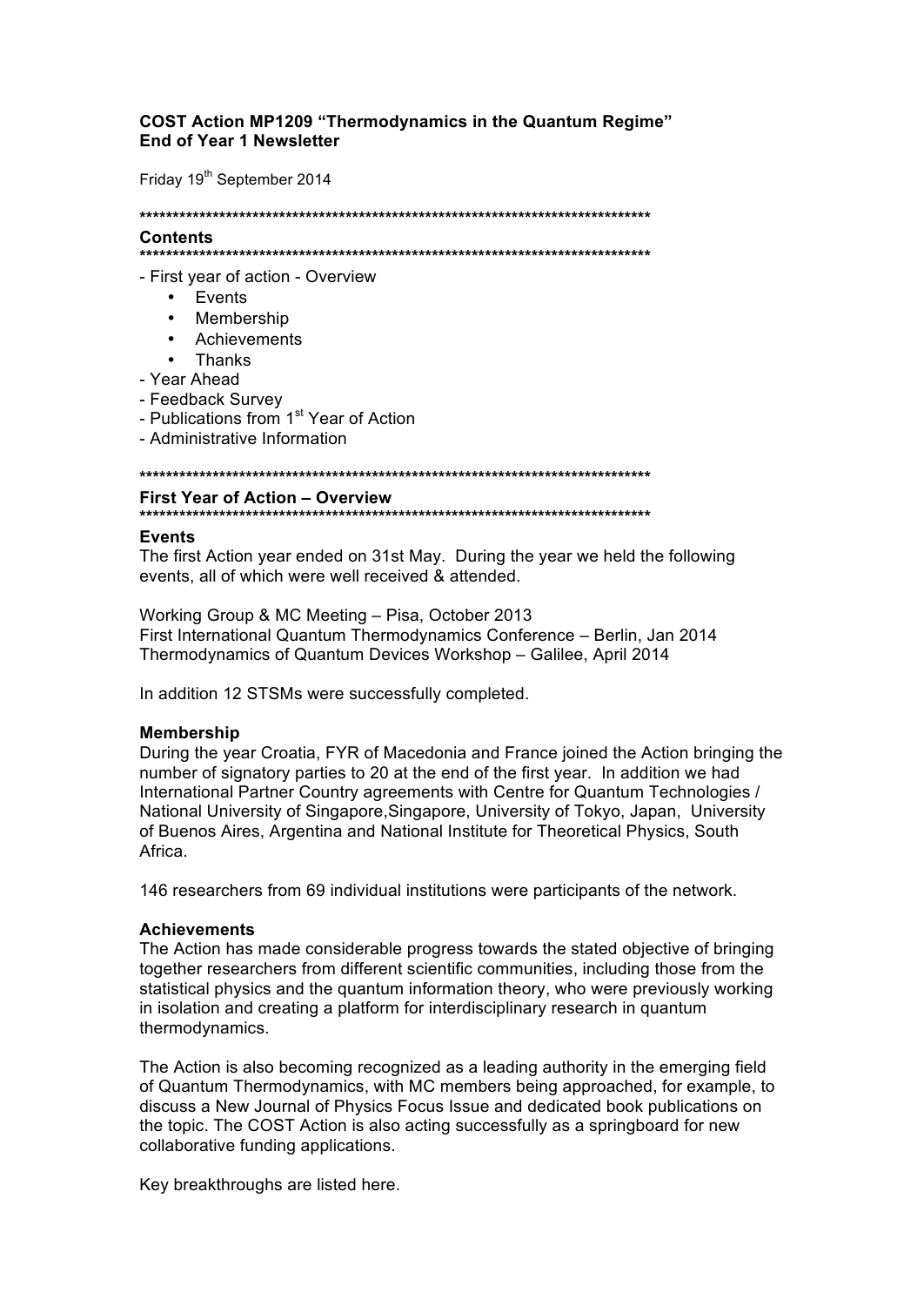**COST Action MP1209 "Thermodynamics in the Quantum Regime"**
**End of Year 1 Newsletter**

Friday 19th September 2014

********************************************************************************

## Contents

********************************************************************************

- First year of action - Overview
    - Events
    - Membership
    - Achievements
    - Thanks
- Year Ahead
- Feedback Survey
- Publications from 1st Year of Action
- Administrative Information

********************************************************************************

## First Year of Action – Overview

********************************************************************************

### Events

The first Action year ended on 31st May. During the year we held the following events, all of which were well received & attended.

Working Group & MC Meeting – Pisa, October 2013
First International Quantum Thermodynamics Conference – Berlin, Jan 2014
Thermodynamics of Quantum Devices Workshop – Galilee, April 2014

In addition 12 STSMs were successfully completed.

### Membership

During the year Croatia, FYR of Macedonia and France joined the Action bringing the number of signatory parties to 20 at the end of the first year. In addition we had International Partner Country agreements with Centre for Quantum Technologies / National University of Singapore,Singapore, University of Tokyo, Japan, University of Buenos Aires, Argentina and National Institute for Theoretical Physics, South Africa.

146 researchers from 69 individual institutions were participants of the network.

### Achievements

The Action has made considerable progress towards the stated objective of bringing together researchers from different scientific communities, including those from the statistical physics and the quantum information theory, who were previously working in isolation and creating a platform for interdisciplinary research in quantum thermodynamics.

The Action is also becoming recognized as a leading authority in the emerging field of Quantum Thermodynamics, with MC members being approached, for example, to discuss a New Journal of Physics Focus Issue and dedicated book publications on the topic. The COST Action is also acting successfully as a springboard for new collaborative funding applications.

Key breakthroughs are listed here.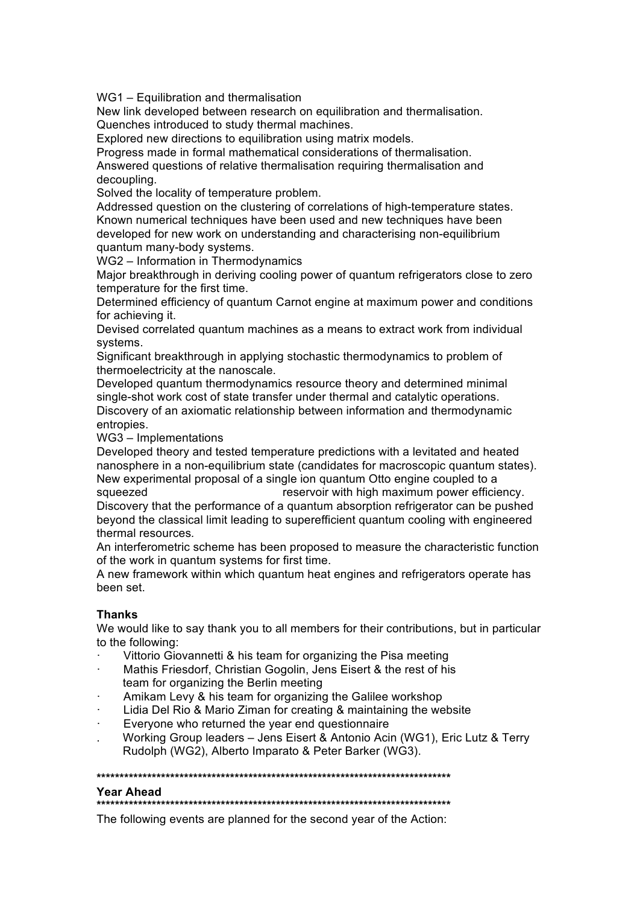WG1 – Equilibration and thermalisation

New link developed between research on equilibration and thermalisation.

Quenches introduced to study thermal machines.

Explored new directions to equilibration using matrix models.

Progress made in formal mathematical considerations of thermalisation.

Answered questions of relative thermalisation requiring thermalisation and decoupling.

Solved the locality of temperature problem.

Addressed question on the clustering of correlations of high-temperature states.

Known numerical techniques have been used and new techniques have been developed for new work on understanding and characterising non-equilibrium quantum many-body systems.

WG2 – Information in Thermodynamics

Major breakthrough in deriving cooling power of quantum refrigerators close to zero temperature for the first time.

Determined efficiency of quantum Carnot engine at maximum power and conditions for achieving it.

Devised correlated quantum machines as a means to extract work from individual systems.

Significant breakthrough in applying stochastic thermodynamics to problem of thermoelectricity at the nanoscale.

Developed quantum thermodynamics resource theory and determined minimal single-shot work cost of state transfer under thermal and catalytic operations.

Discovery of an axiomatic relationship between information and thermodynamic entropies.

WG3 – Implementations

Developed theory and tested temperature predictions with a levitated and heated nanosphere in a non-equilibrium state (candidates for macroscopic quantum states).

New experimental proposal of a single ion quantum Otto engine coupled to a squeezed reservoir with high maximum power efficiency.

Discovery that the performance of a quantum absorption refrigerator can be pushed beyond the classical limit leading to superefficient quantum cooling with engineered thermal resources.

An interferometric scheme has been proposed to measure the characteristic function of the work in quantum systems for first time.

A new framework within which quantum heat engines and refrigerators operate has been set.

**Thanks**

We would like to say thank you to all members for their contributions, but in particular to the following:

- Vittorio Giovannetti & his team for organizing the Pisa meeting
- Mathis Friesdorf, Christian Gogolin, Jens Eisert & the rest of his team for organizing the Berlin meeting
- Amikam Levy & his team for organizing the Galilee workshop
- Lidia Del Rio & Mario Ziman for creating & maintaining the website
- Everyone who returned the year end questionnaire
- Working Group leaders – Jens Eisert & Antonio Acin (WG1), Eric Lutz & Terry Rudolph (WG2), Alberto Imparato & Peter Barker (WG3).

*******************************************************************************

**Year Ahead**

*******************************************************************************

The following events are planned for the second year of the Action: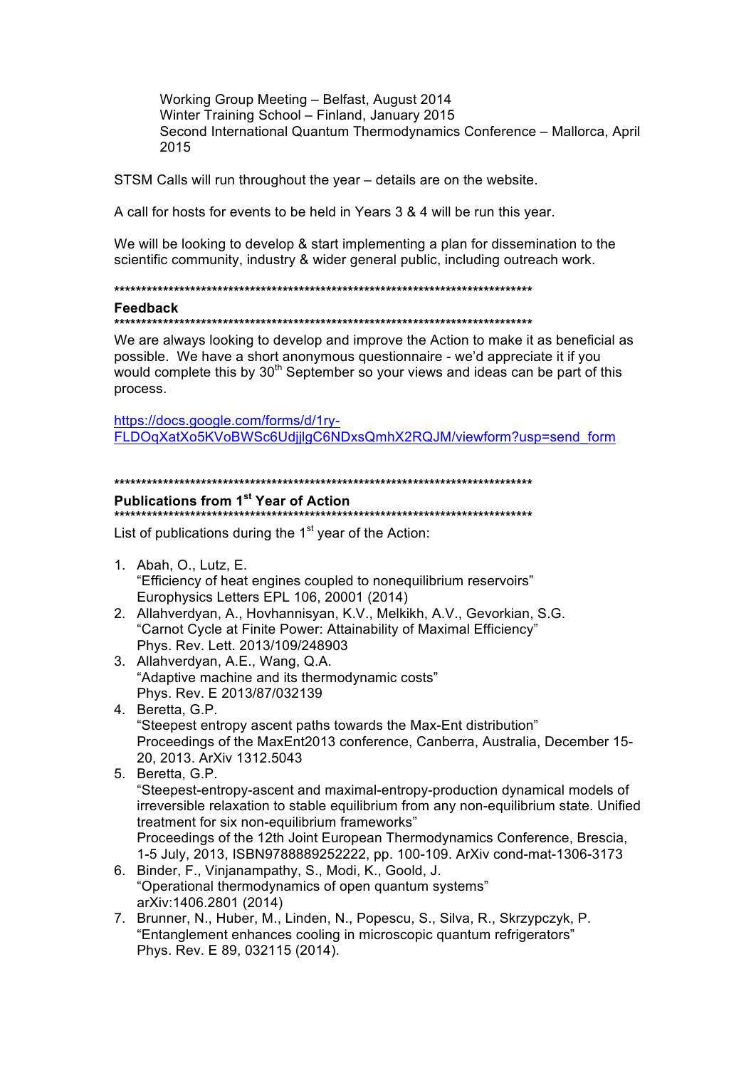Working Group Meeting – Belfast, August 2014
Winter Training School – Finland, January 2015
Second International Quantum Thermodynamics Conference – Mallorca, April 2015

STSM Calls will run throughout the year – details are on the website.

A call for hosts for events to be held in Years 3 & 4 will be run this year.

We will be looking to develop & start implementing a plan for dissemination to the scientific community, industry & wider general public, including outreach work.

********************************************************************************
**Feedback**
********************************************************************************

We are always looking to develop and improve the Action to make it as beneficial as possible. We have a short anonymous questionnaire - we'd appreciate it if you would complete this by 30th September so your views and ideas can be part of this process.

https://docs.google.com/forms/d/1ry-FLDOqXatXo5KVoBWSc6UdjjlgC6NDxsQmhX2RQJM/viewform?usp=send_form

********************************************************************************
**Publications from 1st Year of Action**
********************************************************************************

List of publications during the 1st year of the Action:

1. Abah, O., Lutz, E.
   "Efficiency of heat engines coupled to nonequilibrium reservoirs"
   Europhysics Letters EPL 106, 20001 (2014)
2. Allahverdyan, A., Hovhannisyan, K.V., Melkikh, A.V., Gevorkian, S.G.
   "Carnot Cycle at Finite Power: Attainability of Maximal Efficiency"
   Phys. Rev. Lett. 2013/109/248903
3. Allahverdyan, A.E., Wang, Q.A.
   "Adaptive machine and its thermodynamic costs"
   Phys. Rev. E 2013/87/032139
4. Beretta, G.P.
   "Steepest entropy ascent paths towards the Max-Ent distribution"
   Proceedings of the MaxEnt2013 conference, Canberra, Australia, December 15-20, 2013. ArXiv 1312.5043
5. Beretta, G.P.
   "Steepest-entropy-ascent and maximal-entropy-production dynamical models of irreversible relaxation to stable equilibrium from any non-equilibrium state. Unified treatment for six non-equilibrium frameworks"
   Proceedings of the 12th Joint European Thermodynamics Conference, Brescia, 1-5 July, 2013, ISBN9788889252222, pp. 100-109. ArXiv cond-mat-1306-3173
6. Binder, F., Vinjanampathy, S., Modi, K., Goold, J.
   "Operational thermodynamics of open quantum systems"
   arXiv:1406.2801 (2014)
7. Brunner, N., Huber, M., Linden, N., Popescu, S., Silva, R., Skrzypczyk, P.
   "Entanglement enhances cooling in microscopic quantum refrigerators"
   Phys. Rev. E 89, 032115 (2014).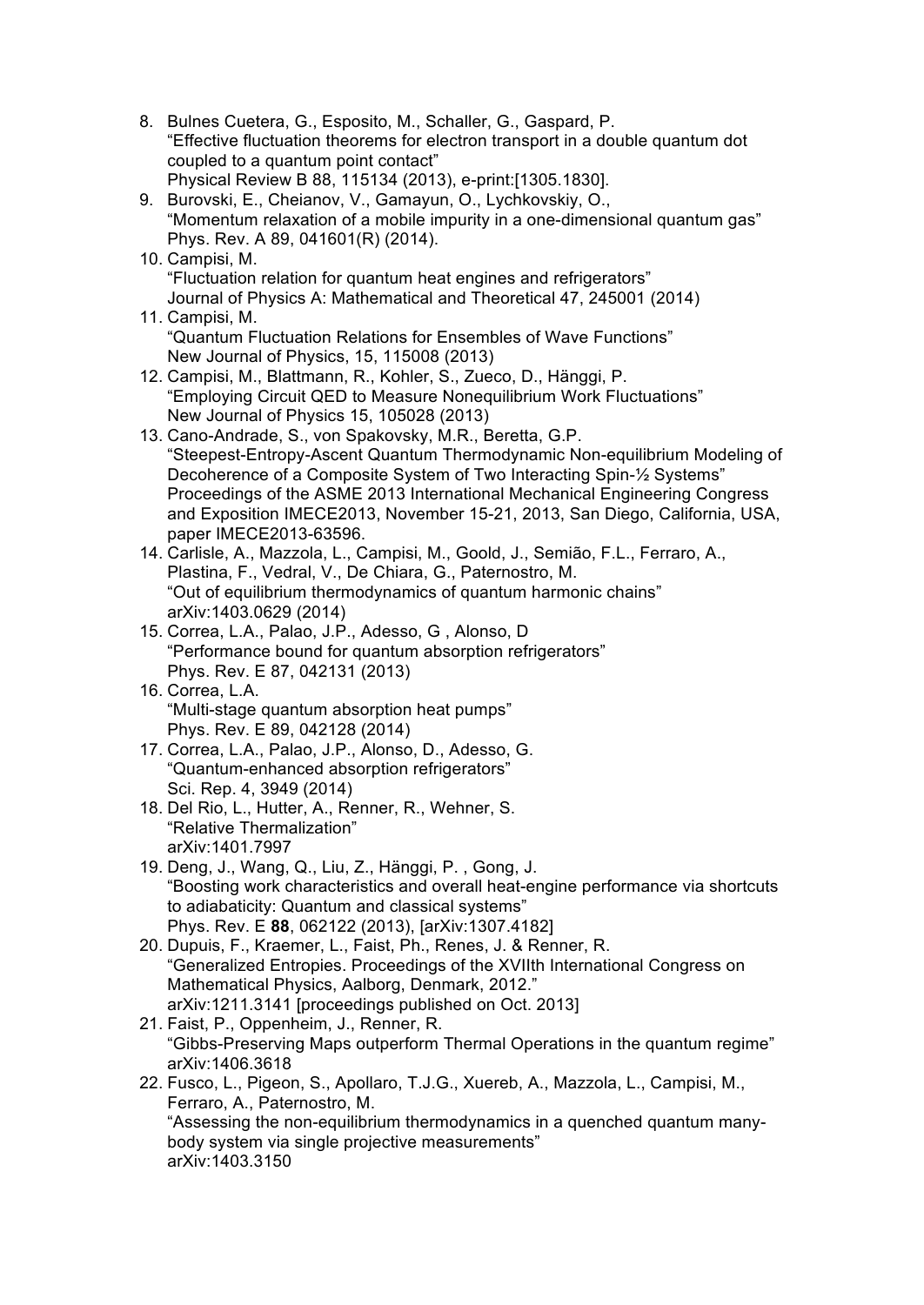8. Bulnes Cuetera, G., Esposito, M., Schaller, G., Gaspard, P.
   "Effective fluctuation theorems for electron transport in a double quantum dot coupled to a quantum point contact"
   Physical Review B 88, 115134 (2013), e-print:[1305.1830].
9. Burovski, E., Cheianov, V., Gamayun, O., Lychkovskiy, O.,
   "Momentum relaxation of a mobile impurity in a one-dimensional quantum gas"
   Phys. Rev. A 89, 041601(R) (2014).
10. Campisi, M.
    "Fluctuation relation for quantum heat engines and refrigerators"
    Journal of Physics A: Mathematical and Theoretical 47, 245001 (2014)
11. Campisi, M.
    "Quantum Fluctuation Relations for Ensembles of Wave Functions"
    New Journal of Physics, 15, 115008 (2013)
12. Campisi, M., Blattmann, R., Kohler, S., Zueco, D., Hänggi, P.
    "Employing Circuit QED to Measure Nonequilibrium Work Fluctuations"
    New Journal of Physics 15, 105028 (2013)
13. Cano-Andrade, S., von Spakovsky, M.R., Beretta, G.P.
    "Steepest-Entropy-Ascent Quantum Thermodynamic Non-equilibrium Modeling of Decoherence of a Composite System of Two Interacting Spin-½ Systems"
    Proceedings of the ASME 2013 International Mechanical Engineering Congress and Exposition IMECE2013, November 15-21, 2013, San Diego, California, USA, paper IMECE2013-63596.
14. Carlisle, A., Mazzola, L., Campisi, M., Goold, J., Semião, F.L., Ferraro, A., Plastina, F., Vedral, V., De Chiara, G., Paternostro, M.
    "Out of equilibrium thermodynamics of quantum harmonic chains"
    arXiv:1403.0629 (2014)
15. Correa, L.A., Palao, J.P., Adesso, G , Alonso, D
    "Performance bound for quantum absorption refrigerators"
    Phys. Rev. E 87, 042131 (2013)
16. Correa, L.A.
    "Multi-stage quantum absorption heat pumps"
    Phys. Rev. E 89, 042128 (2014)
17. Correa, L.A., Palao, J.P., Alonso, D., Adesso, G.
    "Quantum-enhanced absorption refrigerators"
    Sci. Rep. 4, 3949 (2014)
18. Del Rio, L., Hutter, A., Renner, R., Wehner, S.
    "Relative Thermalization"
    arXiv:1401.7997
19. Deng, J., Wang, Q., Liu, Z., Hänggi, P. , Gong, J.
    "Boosting work characteristics and overall heat-engine performance via shortcuts to adiabaticity: Quantum and classical systems"
    Phys. Rev. E **88**, 062122 (2013), [arXiv:1307.4182]
20. Dupuis, F., Kraemer, L., Faist, Ph., Renes, J. & Renner, R.
    "Generalized Entropies. Proceedings of the XVIIth International Congress on Mathematical Physics, Aalborg, Denmark, 2012."
    arXiv:1211.3141 [proceedings published on Oct. 2013]
21. Faist, P., Oppenheim, J., Renner, R.
    "Gibbs-Preserving Maps outperform Thermal Operations in the quantum regime"
    arXiv:1406.3618
22. Fusco, L., Pigeon, S., Apollaro, T.J.G., Xuereb, A., Mazzola, L., Campisi, M., Ferraro, A., Paternostro, M.
    "Assessing the non-equilibrium thermodynamics in a quenched quantum many-body system via single projective measurements"
    arXiv:1403.3150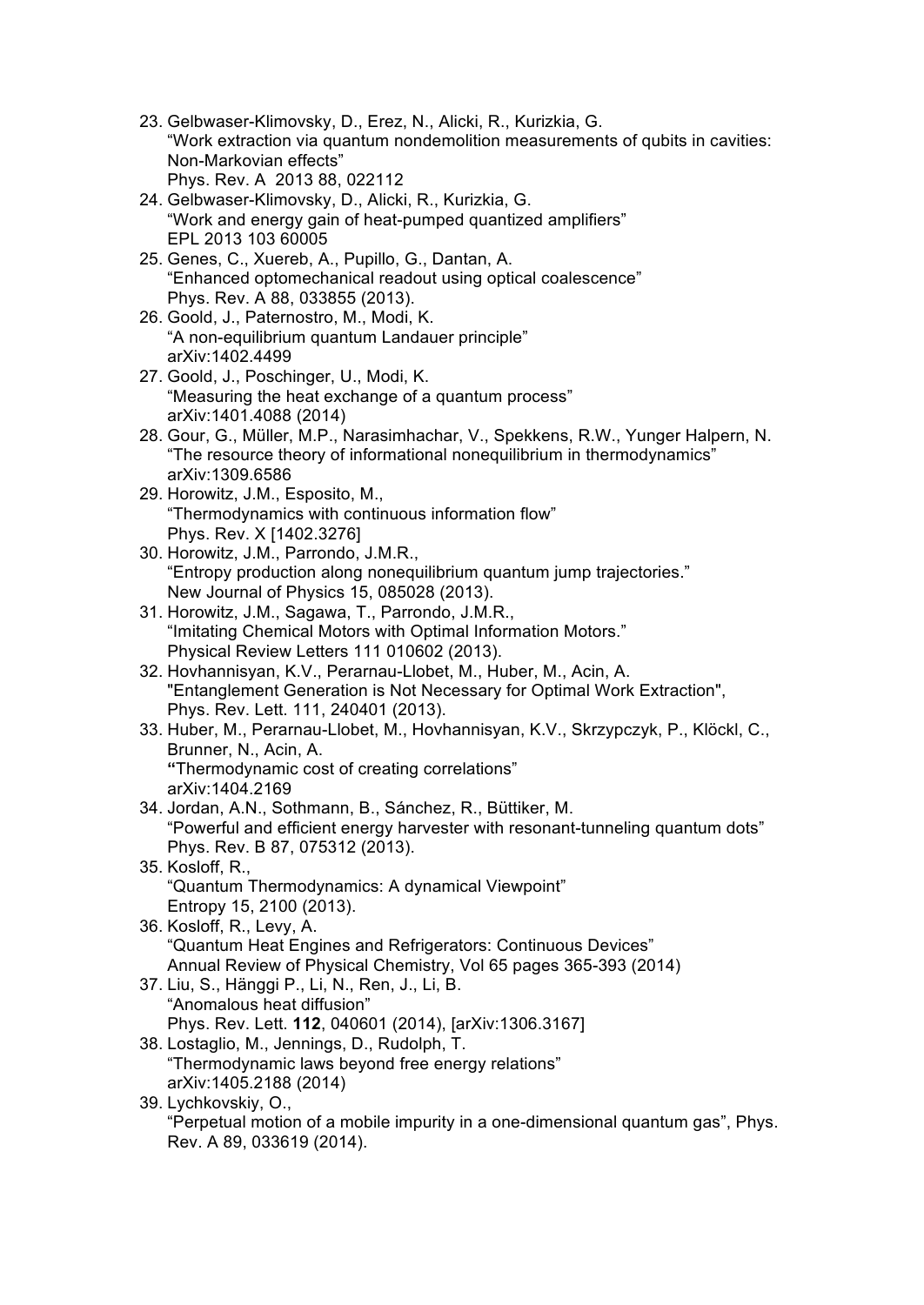23. Gelbwaser-Klimovsky, D., Erez, N., Alicki, R., Kurizkia, G.
    "Work extraction via quantum nondemolition measurements of qubits in cavities: Non-Markovian effects"
    Phys. Rev. A 2013 88, 022112
24. Gelbwaser-Klimovsky, D., Alicki, R., Kurizkia, G.
    "Work and energy gain of heat-pumped quantized amplifiers"
    EPL 2013 103 60005
25. Genes, C., Xuereb, A., Pupillo, G., Dantan, A.
    "Enhanced optomechanical readout using optical coalescence"
    Phys. Rev. A 88, 033855 (2013).
26. Goold, J., Paternostro, M., Modi, K.
    "A non-equilibrium quantum Landauer principle"
    arXiv:1402.4499
27. Goold, J., Poschinger, U., Modi, K.
    "Measuring the heat exchange of a quantum process"
    arXiv:1401.4088 (2014)
28. Gour, G., Müller, M.P., Narasimhachar, V., Spekkens, R.W., Yunger Halpern, N.
    "The resource theory of informational nonequilibrium in thermodynamics"
    arXiv:1309.6586
29. Horowitz, J.M., Esposito, M.,
    "Thermodynamics with continuous information flow"
    Phys. Rev. X [1402.3276]
30. Horowitz, J.M., Parrondo, J.M.R.,
    "Entropy production along nonequilibrium quantum jump trajectories."
    New Journal of Physics 15, 085028 (2013).
31. Horowitz, J.M., Sagawa, T., Parrondo, J.M.R.,
    "Imitating Chemical Motors with Optimal Information Motors."
    Physical Review Letters 111 010602 (2013).
32. Hovhannisyan, K.V., Perarnau-Llobet, M., Huber, M., Acin, A.
    "Entanglement Generation is Not Necessary for Optimal Work Extraction",
    Phys. Rev. Lett. 111, 240401 (2013).
33. Huber, M., Perarnau-Llobet, M., Hovhannisyan, K.V., Skrzypczyk, P., Klöckl, C., Brunner, N., Acin, A.
    "Thermodynamic cost of creating correlations"
    arXiv:1404.2169
34. Jordan, A.N., Sothmann, B., Sánchez, R., Büttiker, M.
    "Powerful and efficient energy harvester with resonant-tunneling quantum dots"
    Phys. Rev. B 87, 075312 (2013).
35. Kosloff, R.,
    "Quantum Thermodynamics: A dynamical Viewpoint"
    Entropy 15, 2100 (2013).
36. Kosloff, R., Levy, A.
    "Quantum Heat Engines and Refrigerators: Continuous Devices"
    Annual Review of Physical Chemistry, Vol 65 pages 365-393 (2014)
37. Liu, S., Hänggi P., Li, N., Ren, J., Li, B.
    "Anomalous heat diffusion"
    Phys. Rev. Lett. **112**, 040601 (2014), [arXiv:1306.3167]
38. Lostaglio, M., Jennings, D., Rudolph, T.
    "Thermodynamic laws beyond free energy relations"
    arXiv:1405.2188 (2014)
39. Lychkovskiy, O.,
    "Perpetual motion of a mobile impurity in a one-dimensional quantum gas", Phys. Rev. A 89, 033619 (2014).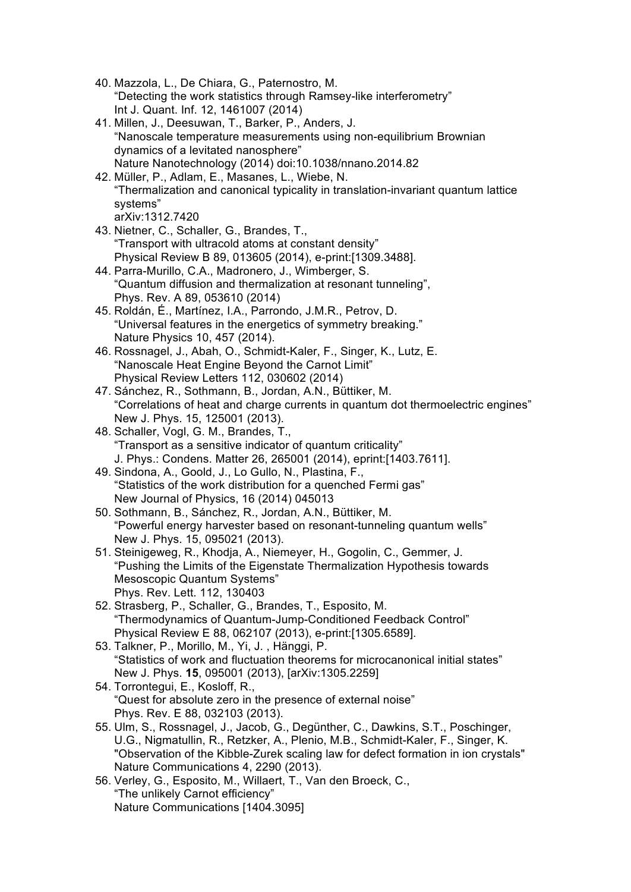40. Mazzola, L., De Chiara, G., Paternostro, M.
    "Detecting the work statistics through Ramsey-like interferometry"
    Int J. Quant. Inf. 12, 1461007 (2014)
41. Millen, J., Deesuwan, T., Barker, P., Anders, J.
    "Nanoscale temperature measurements using non-equilibrium Brownian dynamics of a levitated nanosphere"
    Nature Nanotechnology (2014) doi:10.1038/nnano.2014.82
42. Müller, P., Adlam, E., Masanes, L., Wiebe, N.
    "Thermalization and canonical typicality in translation-invariant quantum lattice systems"
    arXiv:1312.7420
43. Nietner, C., Schaller, G., Brandes, T.,
    "Transport with ultracold atoms at constant density"
    Physical Review B 89, 013605 (2014), e-print:[1309.3488].
44. Parra-Murillo, C.A., Madronero, J., Wimberger, S.
    "Quantum diffusion and thermalization at resonant tunneling",
    Phys. Rev. A 89, 053610 (2014)
45. Roldán, É., Martínez, I.A., Parrondo, J.M.R., Petrov, D.
    "Universal features in the energetics of symmetry breaking."
    Nature Physics 10, 457 (2014).
46. Rossnagel, J., Abah, O., Schmidt-Kaler, F., Singer, K., Lutz, E.
    "Nanoscale Heat Engine Beyond the Carnot Limit"
    Physical Review Letters 112, 030602 (2014)
47. Sánchez, R., Sothmann, B., Jordan, A.N., Büttiker, M.
    "Correlations of heat and charge currents in quantum dot thermoelectric engines"
    New J. Phys. 15, 125001 (2013).
48. Schaller, Vogl, G. M., Brandes, T.,
    "Transport as a sensitive indicator of quantum criticality"
    J. Phys.: Condens. Matter 26, 265001 (2014), eprint:[1403.7611].
49. Sindona, A., Goold, J., Lo Gullo, N., Plastina, F.,
    "Statistics of the work distribution for a quenched Fermi gas"
    New Journal of Physics, 16 (2014) 045013
50. Sothmann, B., Sánchez, R., Jordan, A.N., Büttiker, M.
    "Powerful energy harvester based on resonant-tunneling quantum wells"
    New J. Phys. 15, 095021 (2013).
51. Steinigeweg, R., Khodja, A., Niemeyer, H., Gogolin, C., Gemmer, J.
    "Pushing the Limits of the Eigenstate Thermalization Hypothesis towards Mesoscopic Quantum Systems"
    Phys. Rev. Lett. 112, 130403
52. Strasberg, P., Schaller, G., Brandes, T., Esposito, M.
    "Thermodynamics of Quantum-Jump-Conditioned Feedback Control"
    Physical Review E 88, 062107 (2013), e-print:[1305.6589].
53. Talkner, P., Morillo, M., Yi, J. , Hänggi, P.
    "Statistics of work and fluctuation theorems for microcanonical initial states"
    New J. Phys. **15**, 095001 (2013), [arXiv:1305.2259]
54. Torrontegui, E., Kosloff, R.,
    "Quest for absolute zero in the presence of external noise"
    Phys. Rev. E 88, 032103 (2013).
55. Ulm, S., Rossnagel, J., Jacob, G., Degünther, C., Dawkins, S.T., Poschinger, U.G., Nigmatullin, R., Retzker, A., Plenio, M.B., Schmidt-Kaler, F., Singer, K.
    "Observation of the Kibble-Zurek scaling law for defect formation in ion crystals"
    Nature Communications 4, 2290 (2013).
56. Verley, G., Esposito, M., Willaert, T., Van den Broeck, C.,
    "The unlikely Carnot efficiency"
    Nature Communications [1404.3095]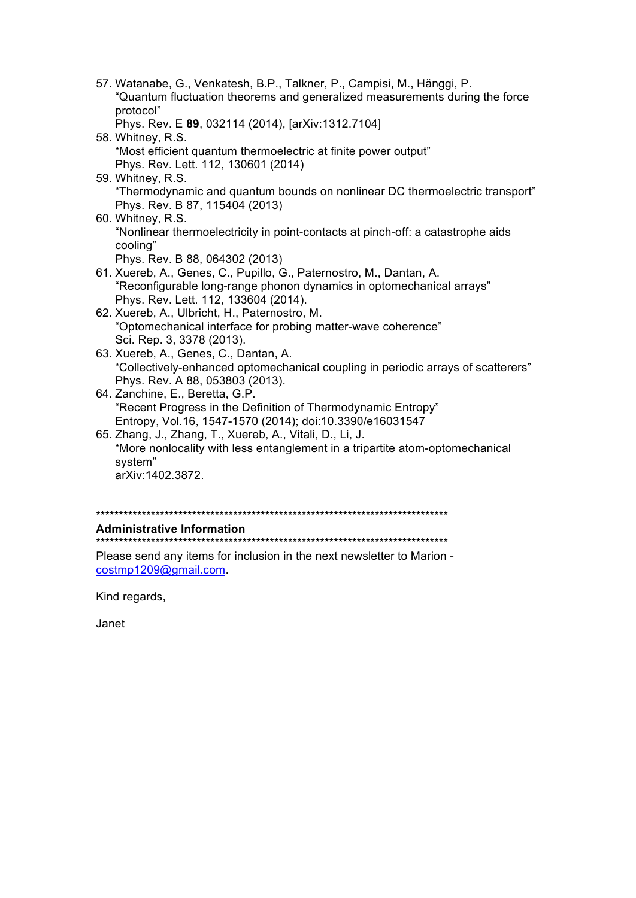57. Watanabe, G., Venkatesh, B.P., Talkner, P., Campisi, M., Hänggi, P.
    "Quantum fluctuation theorems and generalized measurements during the force protocol"
    Phys. Rev. E **89**, 032114 (2014), [arXiv:1312.7104]
58. Whitney, R.S.
    "Most efficient quantum thermoelectric at finite power output"
    Phys. Rev. Lett. 112, 130601 (2014)
59. Whitney, R.S.
    "Thermodynamic and quantum bounds on nonlinear DC thermoelectric transport"
    Phys. Rev. B 87, 115404 (2013)
60. Whitney, R.S.
    "Nonlinear thermoelectricity in point-contacts at pinch-off: a catastrophe aids cooling"
    Phys. Rev. B 88, 064302 (2013)
61. Xuereb, A., Genes, C., Pupillo, G., Paternostro, M., Dantan, A.
    "Reconfigurable long-range phonon dynamics in optomechanical arrays"
    Phys. Rev. Lett. 112, 133604 (2014).
62. Xuereb, A., Ulbricht, H., Paternostro, M.
    "Optomechanical interface for probing matter-wave coherence"
    Sci. Rep. 3, 3378 (2013).
63. Xuereb, A., Genes, C., Dantan, A.
    "Collectively-enhanced optomechanical coupling in periodic arrays of scatterers"
    Phys. Rev. A 88, 053803 (2013).
64. Zanchine, E., Beretta, G.P.
    "Recent Progress in the Definition of Thermodynamic Entropy"
    Entropy, Vol.16, 1547-1570 (2014); doi:10.3390/e16031547
65. Zhang, J., Zhang, T., Xuereb, A., Vitali, D., Li, J.
    "More nonlocality with less entanglement in a tripartite atom-optomechanical system"
    arXiv:1402.3872.

******************************************************************************

**Administrative Information**

******************************************************************************

Please send any items for inclusion in the next newsletter to Marion - costmp1209@gmail.com.

Kind regards,

Janet